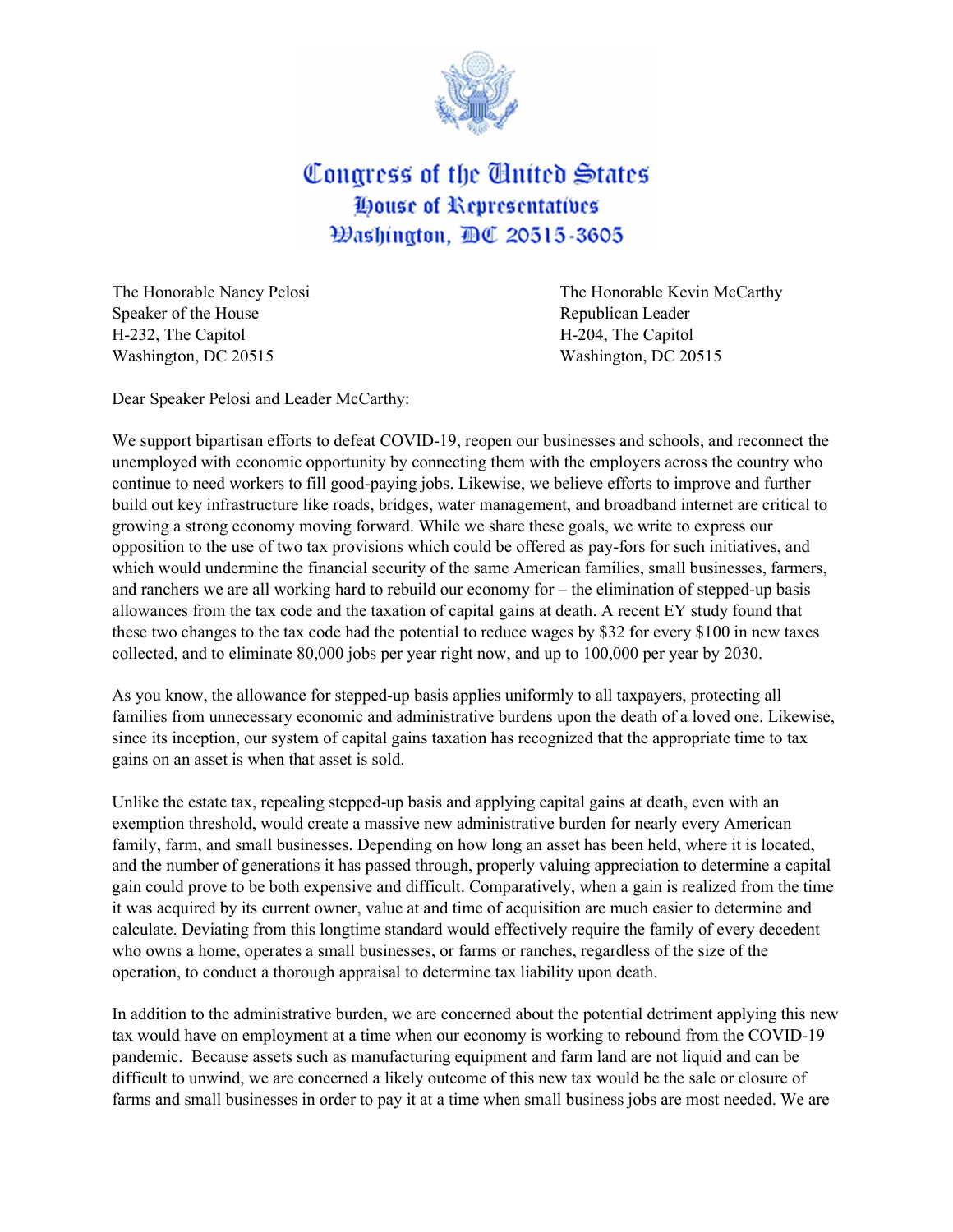# Congress of the United States
## House of Representatives
### Washington, DC 20515-3605

The Honorable Nancy Pelosi
Speaker of the House
H-232, The Capitol
Washington, DC 20515

The Honorable Kevin McCarthy
Republican Leader
H-204, The Capitol
Washington, DC 20515

Dear Speaker Pelosi and Leader McCarthy:

We support bipartisan efforts to defeat COVID-19, reopen our businesses and schools, and reconnect the unemployed with economic opportunity by connecting them with the employers across the country who continue to need workers to fill good-paying jobs. Likewise, we believe efforts to improve and further build out key infrastructure like roads, bridges, water management, and broadband internet are critical to growing a strong economy moving forward. While we share these goals, we write to express our opposition to the use of two tax provisions which could be offered as pay-fors for such initiatives, and which would undermine the financial security of the same American families, small businesses, farmers, and ranchers we are all working hard to rebuild our economy for – the elimination of stepped-up basis allowances from the tax code and the taxation of capital gains at death. A recent EY study found that these two changes to the tax code had the potential to reduce wages by $32 for every $100 in new taxes collected, and to eliminate 80,000 jobs per year right now, and up to 100,000 per year by 2030.

As you know, the allowance for stepped-up basis applies uniformly to all taxpayers, protecting all families from unnecessary economic and administrative burdens upon the death of a loved one. Likewise, since its inception, our system of capital gains taxation has recognized that the appropriate time to tax gains on an asset is when that asset is sold.

Unlike the estate tax, repealing stepped-up basis and applying capital gains at death, even with an exemption threshold, would create a massive new administrative burden for nearly every American family, farm, and small businesses. Depending on how long an asset has been held, where it is located, and the number of generations it has passed through, properly valuing appreciation to determine a capital gain could prove to be both expensive and difficult. Comparatively, when a gain is realized from the time it was acquired by its current owner, value at and time of acquisition are much easier to determine and calculate. Deviating from this longtime standard would effectively require the family of every decedent who owns a home, operates a small businesses, or farms or ranches, regardless of the size of the operation, to conduct a thorough appraisal to determine tax liability upon death.

In addition to the administrative burden, we are concerned about the potential detriment applying this new tax would have on employment at a time when our economy is working to rebound from the COVID-19 pandemic. Because assets such as manufacturing equipment and farm land are not liquid and can be difficult to unwind, we are concerned a likely outcome of this new tax would be the sale or closure of farms and small businesses in order to pay it at a time when small business jobs are most needed. We are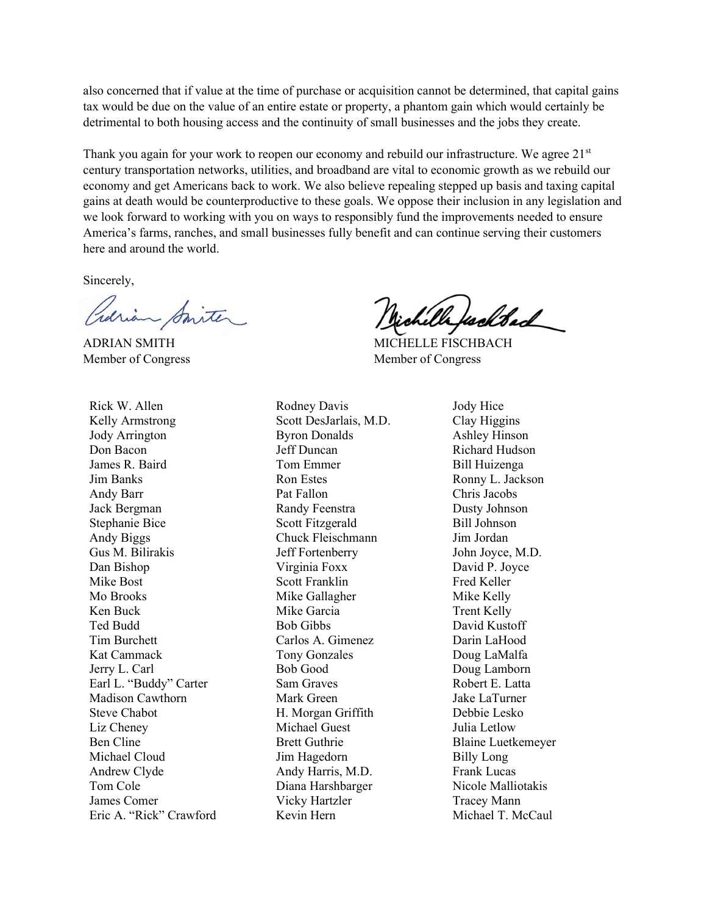also concerned that if value at the time of purchase or acquisition cannot be determined, that capital gains tax would be due on the value of an entire estate or property, a phantom gain which would certainly be detrimental to both housing access and the continuity of small businesses and the jobs they create.

Thank you again for your work to reopen our economy and rebuild our infrastructure. We agree 21st century transportation networks, utilities, and broadband are vital to economic growth as we rebuild our economy and get Americans back to work. We also believe repealing stepped up basis and taxing capital gains at death would be counterproductive to these goals. We oppose their inclusion in any legislation and we look forward to working with you on ways to responsibly fund the improvements needed to ensure America's farms, ranches, and small businesses fully benefit and can continue serving their customers here and around the world.

Sincerely,

ADRIAN SMITH
Member of Congress

MICHELLE FISCHBACH
Member of Congress

Rick W. Allen
Kelly Armstrong
Jody Arrington
Don Bacon
James R. Baird
Jim Banks
Andy Barr
Jack Bergman
Stephanie Bice
Andy Biggs
Gus M. Bilirakis
Dan Bishop
Mike Bost
Mo Brooks
Ken Buck
Ted Budd
Tim Burchett
Kat Cammack
Jerry L. Carl
Earl L. "Buddy" Carter
Madison Cawthorn
Steve Chabot
Liz Cheney
Ben Cline
Michael Cloud
Andrew Clyde
Tom Cole
James Comer
Eric A. "Rick" Crawford
Rodney Davis
Scott DesJarlais, M.D.
Byron Donalds
Jeff Duncan
Tom Emmer
Ron Estes
Pat Fallon
Randy Feenstra
Scott Fitzgerald
Chuck Fleischmann
Jeff Fortenberry
Virginia Foxx
Scott Franklin
Mike Gallagher
Mike Garcia
Bob Gibbs
Carlos A. Gimenez
Tony Gonzales
Bob Good
Sam Graves
Mark Green
H. Morgan Griffith
Michael Guest
Brett Guthrie
Jim Hagedorn
Andy Harris, M.D.
Diana Harshbarger
Vicky Hartzler
Kevin Hern
Jody Hice
Clay Higgins
Ashley Hinson
Richard Hudson
Bill Huizenga
Ronny L. Jackson
Chris Jacobs
Dusty Johnson
Bill Johnson
Jim Jordan
John Joyce, M.D.
David P. Joyce
Fred Keller
Mike Kelly
Trent Kelly
David Kustoff
Darin LaHood
Doug LaMalfa
Doug Lamborn
Robert E. Latta
Jake LaTurner
Debbie Lesko
Julia Letlow
Blaine Luetkemeyer
Billy Long
Frank Lucas
Nicole Malliotakis
Tracey Mann
Michael T. McCaul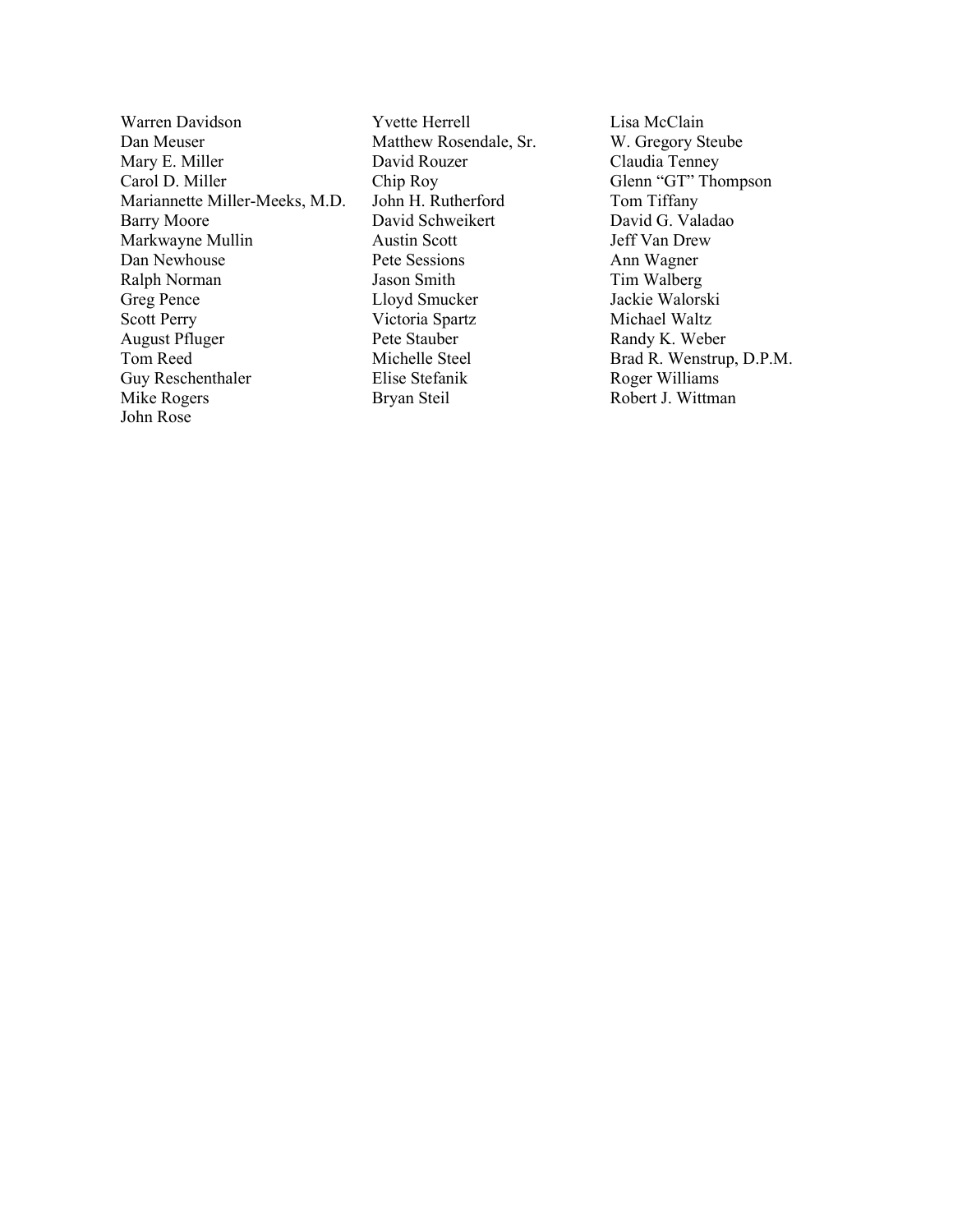Warren Davidson
Dan Meuser
Mary E. Miller
Carol D. Miller
Mariannette Miller-Meeks, M.D.
Barry Moore
Markwayne Mullin
Dan Newhouse
Ralph Norman
Greg Pence
Scott Perry
August Pfluger
Tom Reed
Guy Reschenthaler
Mike Rogers
John Rose

Yvette Herrell
Matthew Rosendale, Sr.
David Rouzer
Chip Roy
John H. Rutherford
David Schweikert
Austin Scott
Pete Sessions
Jason Smith
Lloyd Smucker
Victoria Spartz
Pete Stauber
Michelle Steel
Elise Stefanik
Bryan Steil

Lisa McClain
W. Gregory Steube
Claudia Tenney
Glenn "GT" Thompson
Tom Tiffany
David G. Valadao
Jeff Van Drew
Ann Wagner
Tim Walberg
Jackie Walorski
Michael Waltz
Randy K. Weber
Brad R. Wenstrup, D.P.M.
Roger Williams
Robert J. Wittman